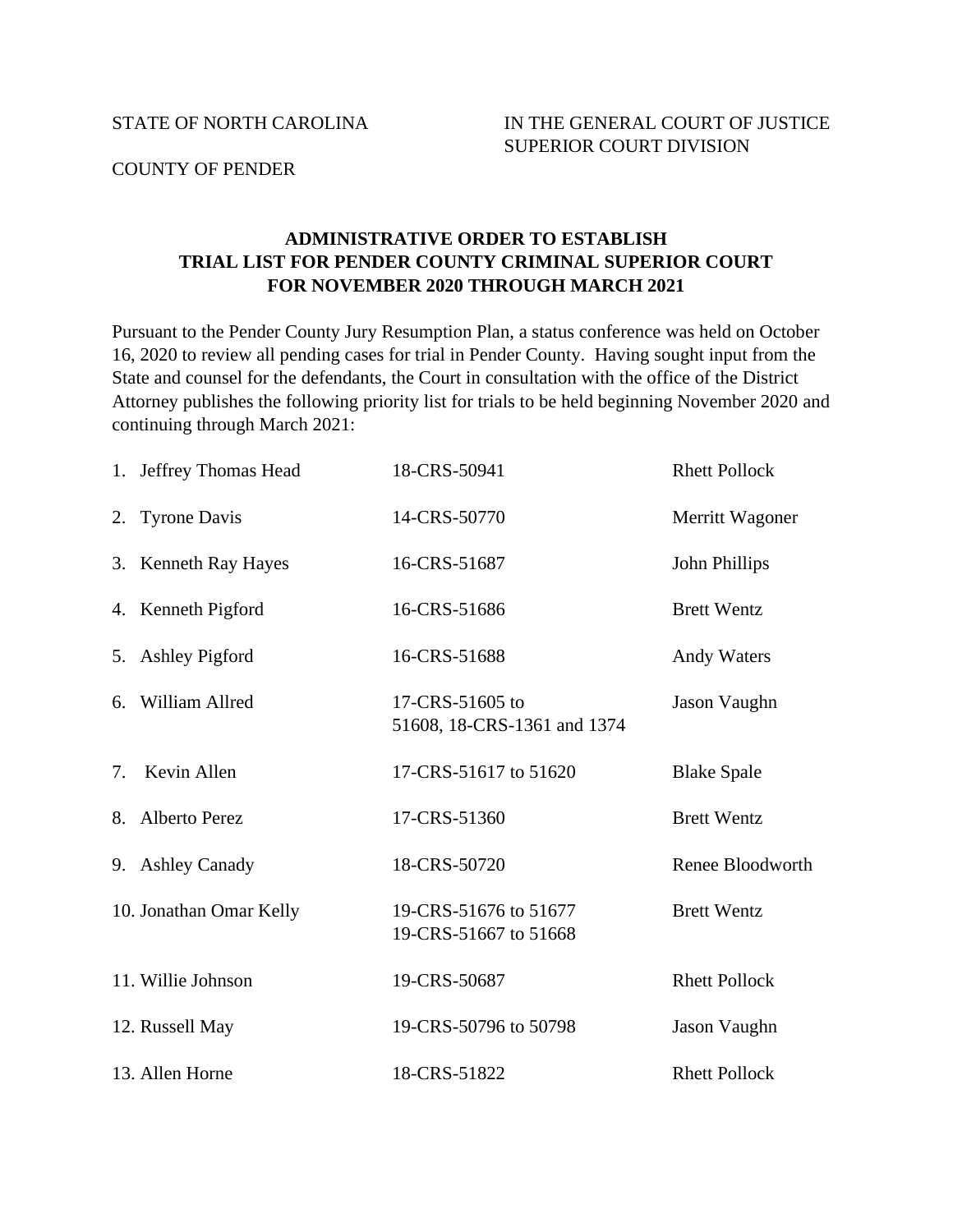STATE OF NORTH CAROLINA

IN THE GENERAL COURT OF JUSTICE
SUPERIOR COURT DIVISION

COUNTY OF PENDER

## ADMINISTRATIVE ORDER TO ESTABLISH TRIAL LIST FOR PENDER COUNTY CRIMINAL SUPERIOR COURT FOR NOVEMBER 2020 THROUGH MARCH 2021

Pursuant to the Pender County Jury Resumption Plan, a status conference was held on October 16, 2020 to review all pending cases for trial in Pender County. Having sought input from the State and counsel for the defendants, the Court in consultation with the office of the District Attorney publishes the following priority list for trials to be held beginning November 2020 and continuing through March 2021:

| | | |
|---|---|---|
| 1. Jeffrey Thomas Head | 18-CRS-50941 | Rhett Pollock |
| 2. Tyrone Davis | 14-CRS-50770 | Merritt Wagoner |
| 3. Kenneth Ray Hayes | 16-CRS-51687 | John Phillips |
| 4. Kenneth Pigford | 16-CRS-51686 | Brett Wentz |
| 5. Ashley Pigford | 16-CRS-51688 | Andy Waters |
| 6. William Allred | 17-CRS-51605 to 51608, 18-CRS-1361 and 1374 | Jason Vaughn |
| 7. Kevin Allen | 17-CRS-51617 to 51620 | Blake Spale |
| 8. Alberto Perez | 17-CRS-51360 | Brett Wentz |
| 9. Ashley Canady | 18-CRS-50720 | Renee Bloodworth |
| 10. Jonathan Omar Kelly | 19-CRS-51676 to 51677 19-CRS-51667 to 51668 | Brett Wentz |
| 11. Willie Johnson | 19-CRS-50687 | Rhett Pollock |
| 12. Russell May | 19-CRS-50796 to 50798 | Jason Vaughn |
| 13. Allen Horne | 18-CRS-51822 | Rhett Pollock |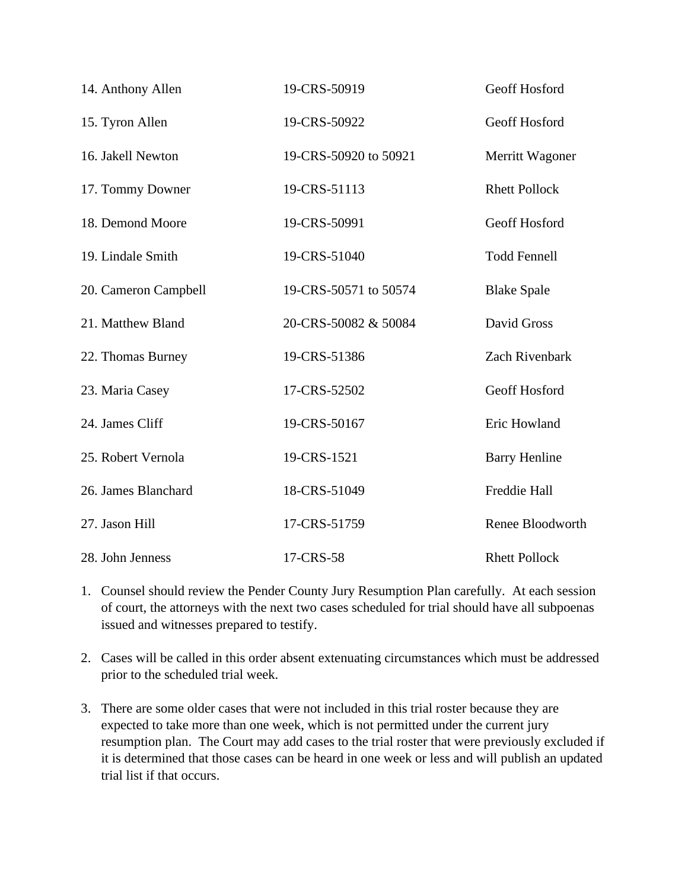| | | |
|---|---|---|
| 14. Anthony Allen | 19-CRS-50919 | Geoff Hosford |
| 15. Tyron Allen | 19-CRS-50922 | Geoff Hosford |
| 16. Jakell Newton | 19-CRS-50920 to 50921 | Merritt Wagoner |
| 17. Tommy Downer | 19-CRS-51113 | Rhett Pollock |
| 18. Demond Moore | 19-CRS-50991 | Geoff Hosford |
| 19. Lindale Smith | 19-CRS-51040 | Todd Fennell |
| 20. Cameron Campbell | 19-CRS-50571 to 50574 | Blake Spale |
| 21. Matthew Bland | 20-CRS-50082 & 50084 | David Gross |
| 22. Thomas Burney | 19-CRS-51386 | Zach Rivenbark |
| 23. Maria Casey | 17-CRS-52502 | Geoff Hosford |
| 24. James Cliff | 19-CRS-50167 | Eric Howland |
| 25. Robert Vernola | 19-CRS-1521 | Barry Henline |
| 26. James Blanchard | 18-CRS-51049 | Freddie Hall |
| 27. Jason Hill | 17-CRS-51759 | Renee Bloodworth |
| 28. John Jenness | 17-CRS-58 | Rhett Pollock |

1. Counsel should review the Pender County Jury Resumption Plan carefully. At each session of court, the attorneys with the next two cases scheduled for trial should have all subpoenas issued and witnesses prepared to testify.

2. Cases will be called in this order absent extenuating circumstances which must be addressed prior to the scheduled trial week.

3. There are some older cases that were not included in this trial roster because they are expected to take more than one week, which is not permitted under the current jury resumption plan. The Court may add cases to the trial roster that were previously excluded if it is determined that those cases can be heard in one week or less and will publish an updated trial list if that occurs.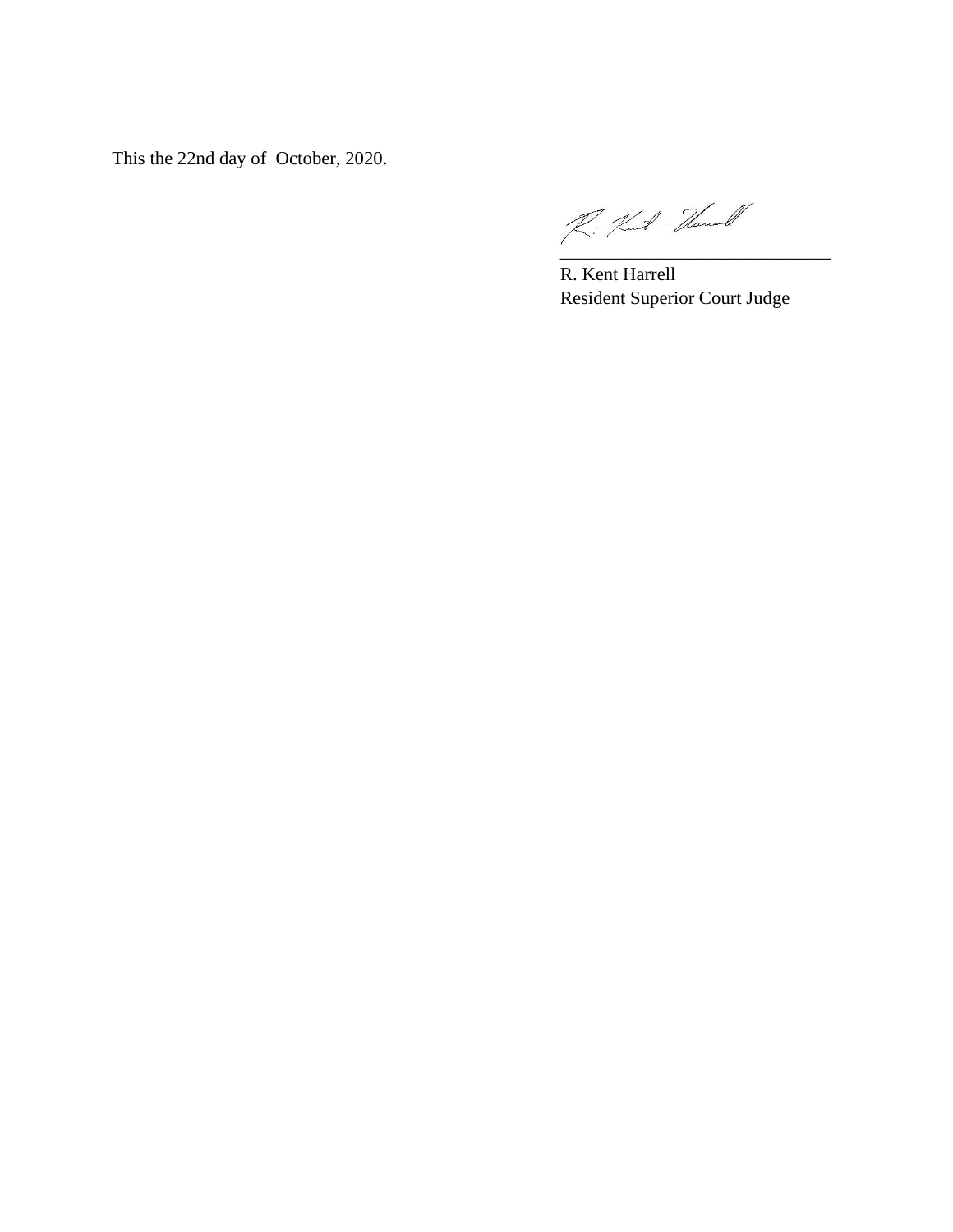This the 22nd day of October, 2020.

R. Kent Harrell
Resident Superior Court Judge